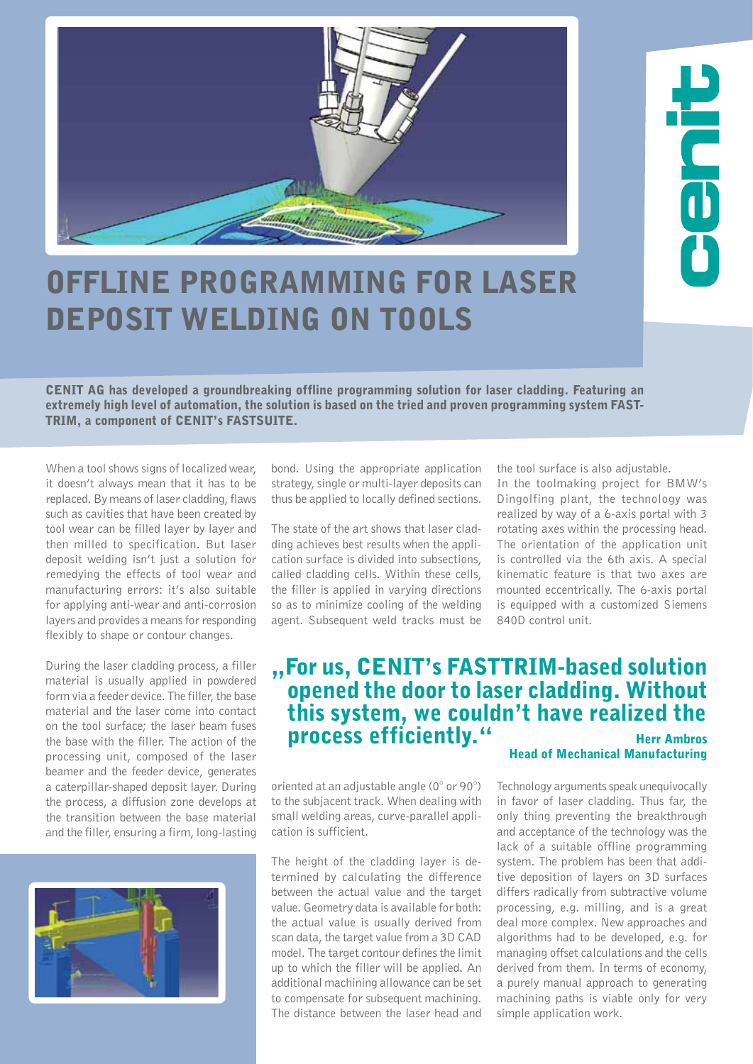# OFFLINE PROGRAMMING FOR LASER DEPOSIT WELDING ON TOOLS

**CENIT AG has developed a groundbreaking offline programming solution for laser cladding. Featuring an extremely high level of automation, the solution is based on the tried and proven programming system FASTTRIM, a component of CENIT's FASTSUITE.**

When a tool shows signs of localized wear, it doesn't always mean that it has to be replaced. By means of laser cladding, flaws such as cavities that have been created by tool wear can be filled layer by layer and then milled to specification. But laser deposit welding isn't just a solution for remedying the effects of tool wear and manufacturing errors: it's also suitable for applying anti-wear and anti-corrosion layers and provides a means for responding flexibly to shape or contour changes.

During the laser cladding process, a filler material is usually applied in powdered form via a feeder device. The filler, the base material and the laser come into contact on the tool surface; the laser beam fuses the base with the filler. The action of the processing unit, composed of the laser beamer and the feeder device, generates a caterpillar-shaped deposit layer. During the process, a diffusion zone develops at the transition between the base material and the filler, ensuring a firm, long-lasting bond. Using the appropriate application strategy, single or multi-layer deposits can thus be applied to locally defined sections.

The state of the art shows that laser cladding achieves best results when the application surface is divided into subsections, called cladding cells. Within these cells, the filler is applied in varying directions so as to minimize cooling of the welding agent. Subsequent weld tracks must be oriented at an adjustable angle (0° or 90°) to the subjacent track. When dealing with small welding areas, curve-parallel application is sufficient.

The height of the cladding layer is determined by calculating the difference between the actual value and the target value. Geometry data is available for both: the actual value is usually derived from scan data, the target value from a 3D CAD model. The target contour defines the limit up to which the filler will be applied. An additional machining allowance can be set to compensate for subsequent machining. The distance between the laser head and the tool surface is also adjustable.

In the toolmaking project for BMW's Dingolfing plant, the technology was realized by way of a 6-axis portal with 3 rotating axes within the processing head. The orientation of the application unit is controlled via the 6th axis. A special kinematic feature is that two axes are mounted eccentrically. The 6-axis portal is equipped with a customized Siemens 840D control unit.

> **„For us, CENIT's FASTTRIM-based solution opened the door to laser cladding. Without this system, we couldn't have realized the process efficiently."**
>
> **Herr Ambros**
> **Head of Mechanical Manufacturing**

Technology arguments speak unequivocally in favor of laser cladding. Thus far, the only thing preventing the breakthrough and acceptance of the technology was the lack of a suitable offline programming system. The problem has been that additive deposition of layers on 3D surfaces differs radically from subtractive volume processing, e.g. milling, and is a great deal more complex. New approaches and algorithms had to be developed, e.g. for managing offset calculations and the cells derived from them. In terms of economy, a purely manual approach to generating machining paths is viable only for very simple application work.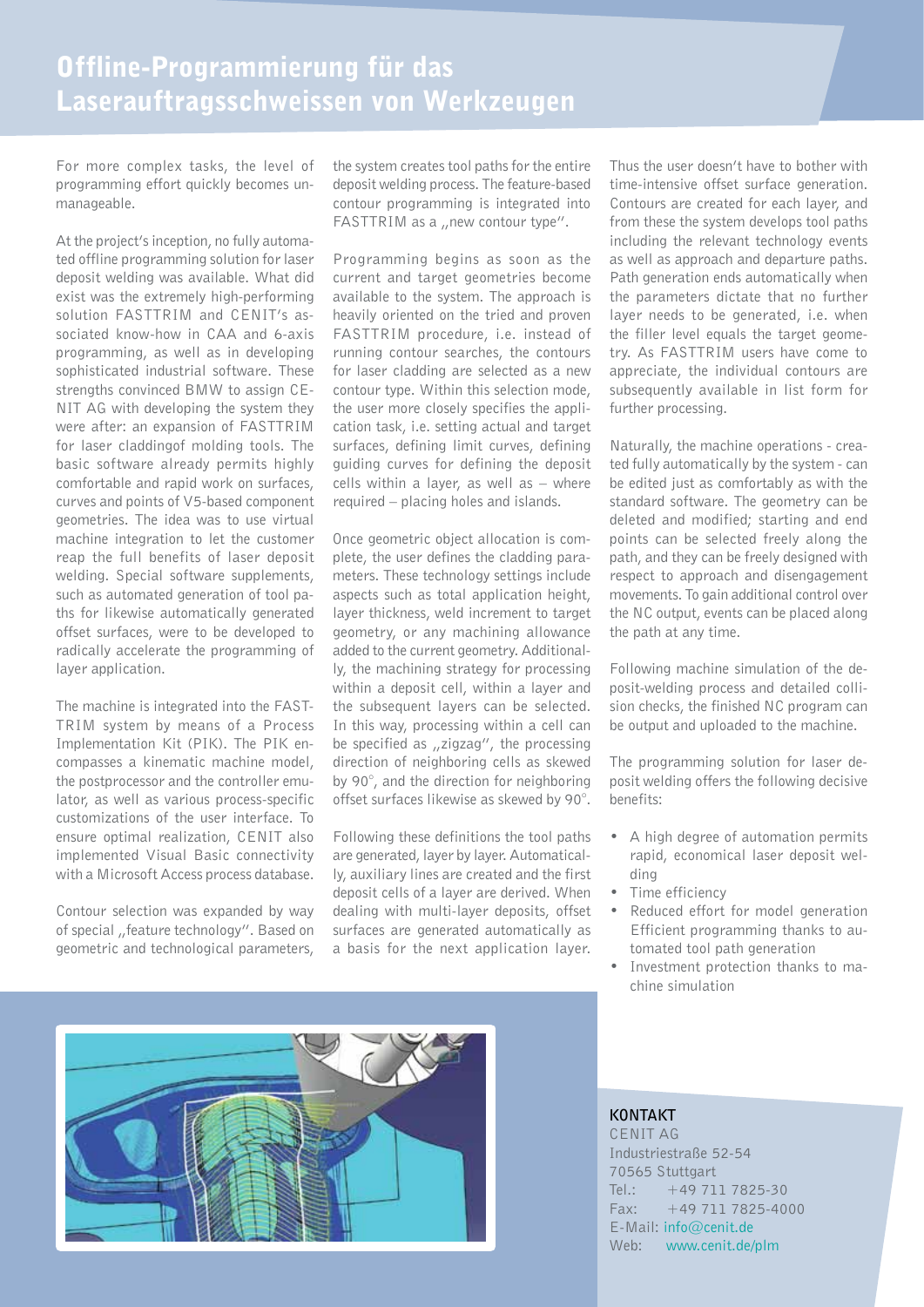# Offline-Programmierung für das Laserauftragsschweissen von Werkzeugen

For more complex tasks, the level of programming effort quickly becomes unmanageable.

At the project's inception, no fully automated offline programming solution for laser deposit welding was available. What did exist was the extremely high-performing solution FASTTRIM and CENIT's associated know-how in CAA and 6-axis programming, as well as in developing sophisticated industrial software. These strengths convinced BMW to assign CENIT AG with developing the system they were after: an expansion of FASTTRIM for laser claddingof molding tools. The basic software already permits highly comfortable and rapid work on surfaces, curves and points of V5-based component geometries. The idea was to use virtual machine integration to let the customer reap the full benefits of laser deposit welding. Special software supplements, such as automated generation of tool paths for likewise automatically generated offset surfaces, were to be developed to radically accelerate the programming of layer application.

The machine is integrated into the FASTTRIM system by means of a Process Implementation Kit (PIK). The PIK encompasses a kinematic machine model, the postprocessor and the controller emulator, as well as various process-specific customizations of the user interface. To ensure optimal realization, CENIT also implemented Visual Basic connectivity with a Microsoft Access process database.

Contour selection was expanded by way of special „feature technology". Based on geometric and technological parameters, the system creates tool paths for the entire deposit welding process. The feature-based contour programming is integrated into FASTTRIM as a „new contour type".

Programming begins as soon as the current and target geometries become available to the system. The approach is heavily oriented on the tried and proven FASTTRIM procedure, i.e. instead of running contour searches, the contours for laser cladding are selected as a new contour type. Within this selection mode, the user more closely specifies the application task, i.e. setting actual and target surfaces, defining limit curves, defining guiding curves for defining the deposit cells within a layer, as well as – where required – placing holes and islands.

Once geometric object allocation is complete, the user defines the cladding parameters. These technology settings include aspects such as total application height, layer thickness, weld increment to target geometry, or any machining allowance added to the current geometry. Additionally, the machining strategy for processing within a deposit cell, within a layer and the subsequent layers can be selected. In this way, processing within a cell can be specified as „zigzag", the processing direction of neighboring cells as skewed by 90°, and the direction for neighboring offset surfaces likewise as skewed by 90°.

Following these definitions the tool paths are generated, layer by layer. Automatically, auxiliary lines are created and the first deposit cells of a layer are derived. When dealing with multi-layer deposits, offset surfaces are generated automatically as a basis for the next application layer. Thus the user doesn't have to bother with time-intensive offset surface generation. Contours are created for each layer, and from these the system develops tool paths including the relevant technology events as well as approach and departure paths. Path generation ends automatically when the parameters dictate that no further layer needs to be generated, i.e. when the filler level equals the target geometry. As FASTTRIM users have come to appreciate, the individual contours are subsequently available in list form for further processing.

Naturally, the machine operations - created fully automatically by the system - can be edited just as comfortably as with the standard software. The geometry can be deleted and modified; starting and end points can be selected freely along the path, and they can be freely designed with respect to approach and disengagement movements. To gain additional control over the NC output, events can be placed along the path at any time.

Following machine simulation of the deposit-welding process and detailed collision checks, the finished NC program can be output and uploaded to the machine.

The programming solution for laser deposit welding offers the following decisive benefits:

- A high degree of automation permits rapid, economical laser deposit welding
- Time efficiency
- Reduced effort for model generation Efficient programming thanks to automated tool path generation
- Investment protection thanks to machine simulation

**KONTAKT**
CENIT AG
Industriestraße 52-54
70565 Stuttgart
Tel.: +49 711 7825-30
Fax: +49 711 7825-4000
E-Mail: info@cenit.de
Web: www.cenit.de/plm